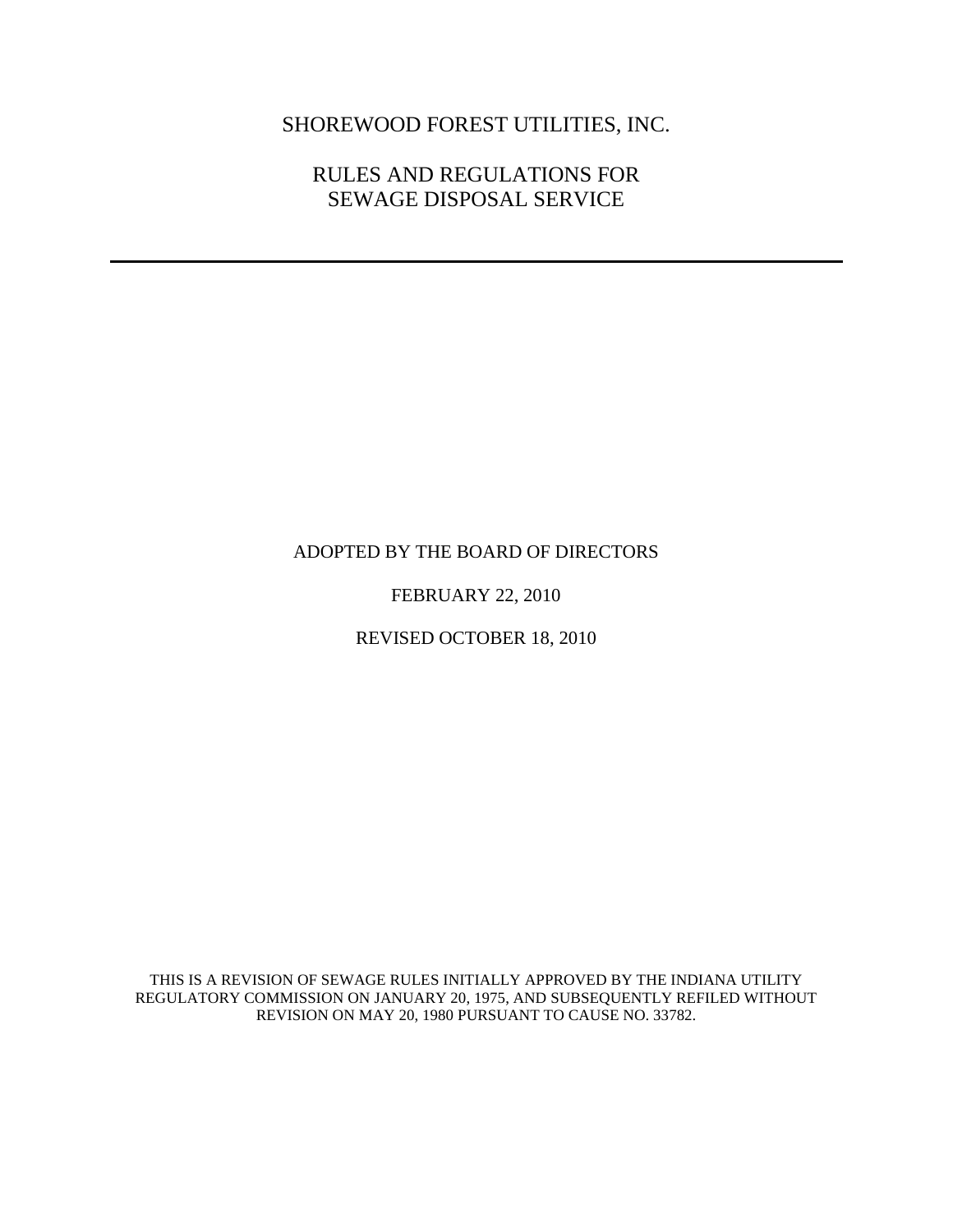# SHOREWOOD FOREST UTILITIES, INC.

## RULES AND REGULATIONS FOR SEWAGE DISPOSAL SERVICE

---

ADOPTED BY THE BOARD OF DIRECTORS

FEBRUARY 22, 2010

REVISED OCTOBER 18, 2010

THIS IS A REVISION OF SEWAGE RULES INITIALLY APPROVED BY THE INDIANA UTILITY REGULATORY COMMISSION ON JANUARY 20, 1975, AND SUBSEQUENTLY REFILED WITHOUT REVISION ON MAY 20, 1980 PURSUANT TO CAUSE NO. 33782.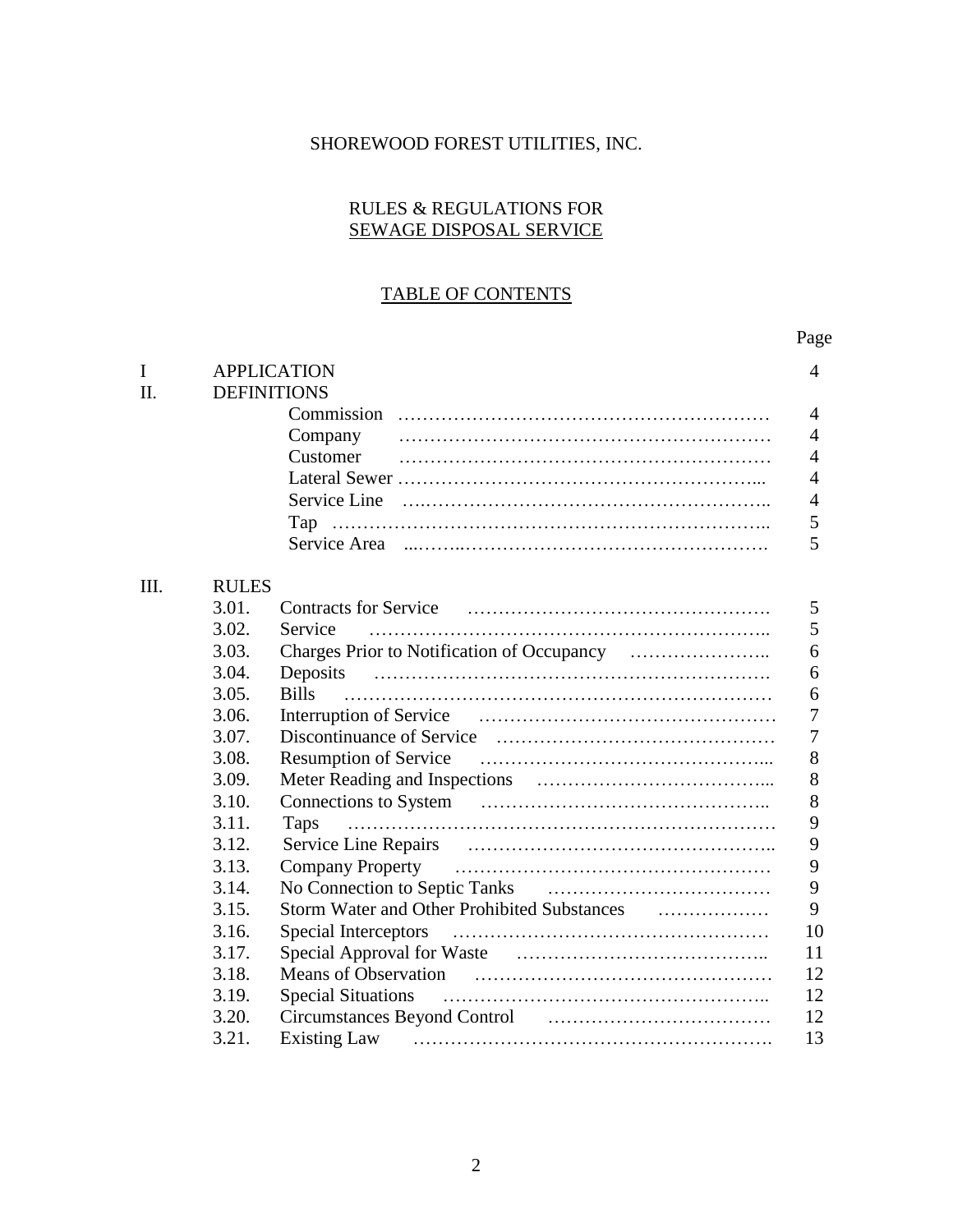SHOREWOOD FOREST UTILITIES, INC.

RULES & REGULATIONS FOR
SEWAGE DISPOSAL SERVICE

TABLE OF CONTENTS

| | | | Page |
|---|---|---|---|
| I | APPLICATION | | 4 |
| II. | DEFINITIONS | | |
| | | Commission | 4 |
| | | Company | 4 |
| | | Customer | 4 |
| | | Lateral Sewer | 4 |
| | | Service Line | 4 |
| | | Tap | 5 |
| | | Service Area | 5 |
| III. | RULES | | |
| | 3.01. | Contracts for Service | 5 |
| | 3.02. | Service | 5 |
| | 3.03. | Charges Prior to Notification of Occupancy | 6 |
| | 3.04. | Deposits | 6 |
| | 3.05. | Bills | 6 |
| | 3.06. | Interruption of Service | 7 |
| | 3.07. | Discontinuance of Service | 7 |
| | 3.08. | Resumption of Service | 8 |
| | 3.09. | Meter Reading and Inspections | 8 |
| | 3.10. | Connections to System | 8 |
| | 3.11. | Taps | 9 |
| | 3.12. | Service Line Repairs | 9 |
| | 3.13. | Company Property | 9 |
| | 3.14. | No Connection to Septic Tanks | 9 |
| | 3.15. | Storm Water and Other Prohibited Substances | 9 |
| | 3.16. | Special Interceptors | 10 |
| | 3.17. | Special Approval for Waste | 11 |
| | 3.18. | Means of Observation | 12 |
| | 3.19. | Special Situations | 12 |
| | 3.20. | Circumstances Beyond Control | 12 |
| | 3.21. | Existing Law | 13 |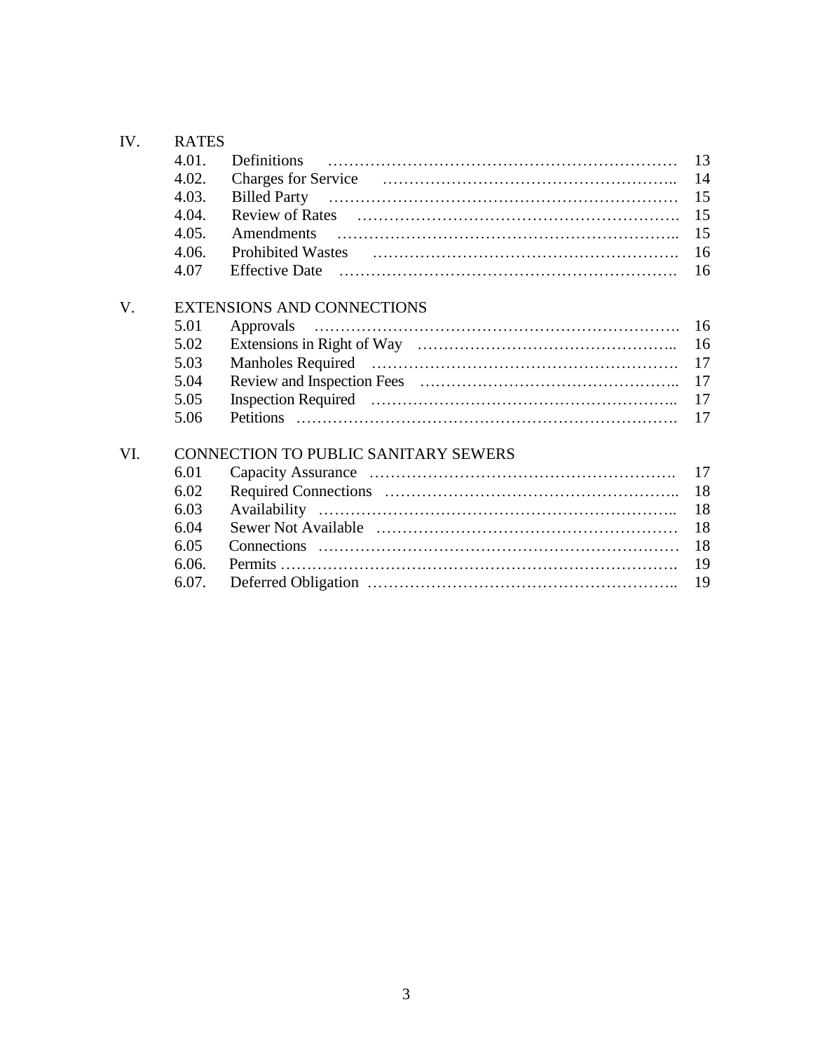IV. RATES

| | | |
|---|---|---|
| 4.01. | Definitions | 13 |
| 4.02. | Charges for Service | 14 |
| 4.03. | Billed Party | 15 |
| 4.04. | Review of Rates | 15 |
| 4.05. | Amendments | 15 |
| 4.06. | Prohibited Wastes | 16 |
| 4.07 | Effective Date | 16 |

V. EXTENSIONS AND CONNECTIONS

| | | |
|---|---|---|
| 5.01 | Approvals | 16 |
| 5.02 | Extensions in Right of Way | 16 |
| 5.03 | Manholes Required | 17 |
| 5.04 | Review and Inspection Fees | 17 |
| 5.05 | Inspection Required | 17 |
| 5.06 | Petitions | 17 |

VI. CONNECTION TO PUBLIC SANITARY SEWERS

| | | |
|---|---|---|
| 6.01 | Capacity Assurance | 17 |
| 6.02 | Required Connections | 18 |
| 6.03 | Availability | 18 |
| 6.04 | Sewer Not Available | 18 |
| 6.05 | Connections | 18 |
| 6.06. | Permits | 19 |
| 6.07. | Deferred Obligation | 19 |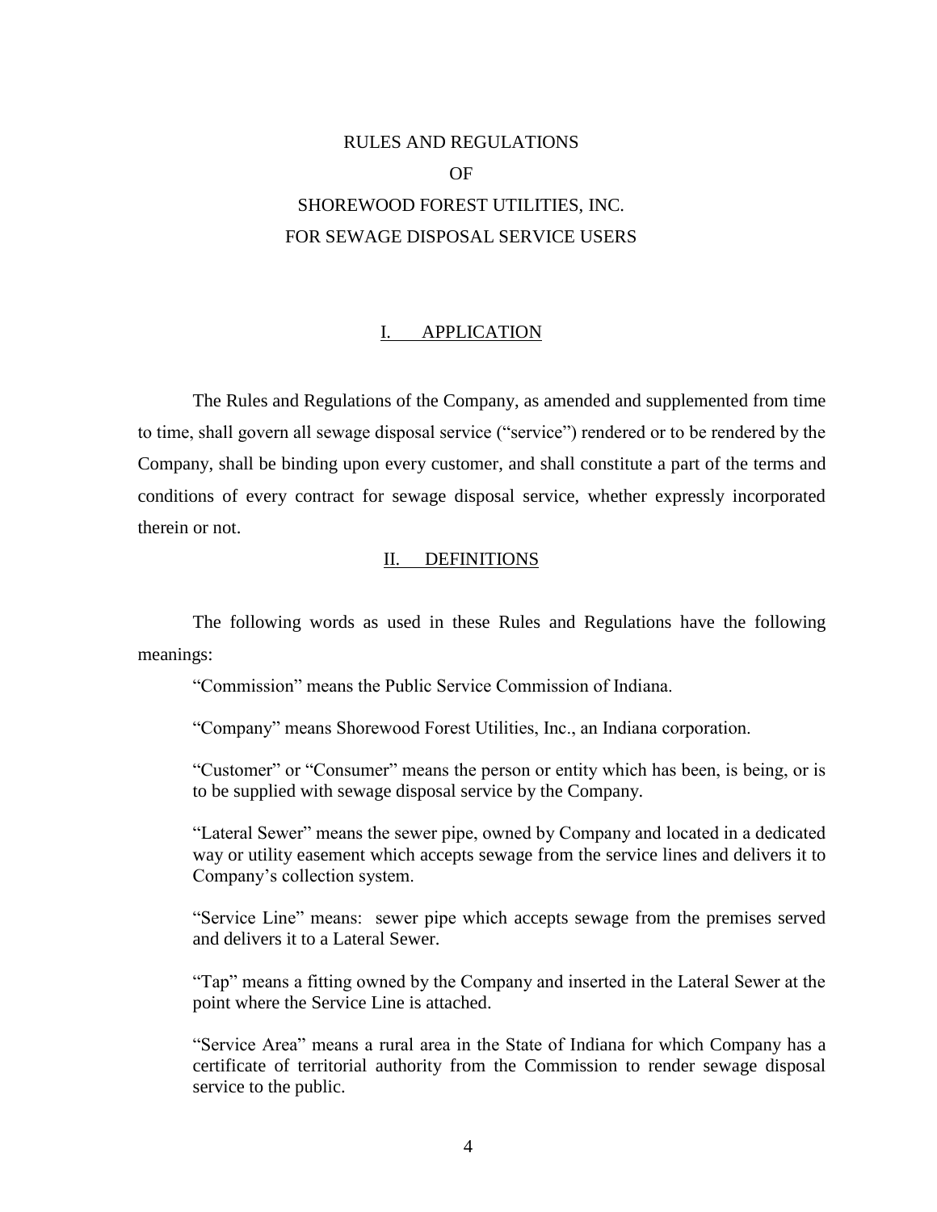# RULES AND REGULATIONS
# OF
# SHOREWOOD FOREST UTILITIES, INC.
# FOR SEWAGE DISPOSAL SERVICE USERS

## I. APPLICATION

The Rules and Regulations of the Company, as amended and supplemented from time to time, shall govern all sewage disposal service ("service") rendered or to be rendered by the Company, shall be binding upon every customer, and shall constitute a part of the terms and conditions of every contract for sewage disposal service, whether expressly incorporated therein or not.

## II. DEFINITIONS

The following words as used in these Rules and Regulations have the following meanings:

"Commission" means the Public Service Commission of Indiana.

"Company" means Shorewood Forest Utilities, Inc., an Indiana corporation.

"Customer" or "Consumer" means the person or entity which has been, is being, or is to be supplied with sewage disposal service by the Company.

"Lateral Sewer" means the sewer pipe, owned by Company and located in a dedicated way or utility easement which accepts sewage from the service lines and delivers it to Company's collection system.

"Service Line" means: sewer pipe which accepts sewage from the premises served and delivers it to a Lateral Sewer.

"Tap" means a fitting owned by the Company and inserted in the Lateral Sewer at the point where the Service Line is attached.

"Service Area" means a rural area in the State of Indiana for which Company has a certificate of territorial authority from the Commission to render sewage disposal service to the public.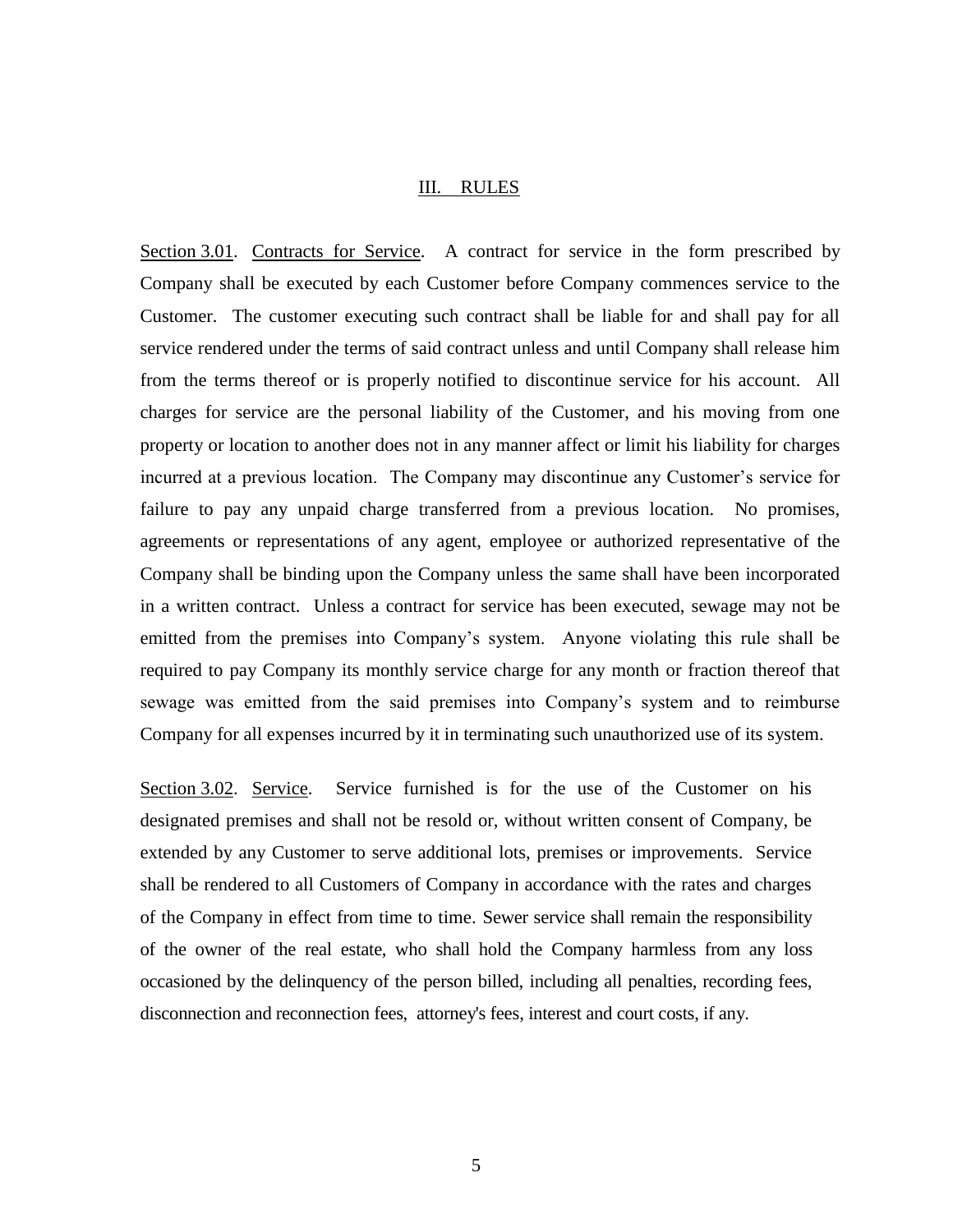## III. RULES

Section 3.01. Contracts for Service. A contract for service in the form prescribed by Company shall be executed by each Customer before Company commences service to the Customer. The customer executing such contract shall be liable for and shall pay for all service rendered under the terms of said contract unless and until Company shall release him from the terms thereof or is properly notified to discontinue service for his account. All charges for service are the personal liability of the Customer, and his moving from one property or location to another does not in any manner affect or limit his liability for charges incurred at a previous location. The Company may discontinue any Customer's service for failure to pay any unpaid charge transferred from a previous location. No promises, agreements or representations of any agent, employee or authorized representative of the Company shall be binding upon the Company unless the same shall have been incorporated in a written contract. Unless a contract for service has been executed, sewage may not be emitted from the premises into Company's system. Anyone violating this rule shall be required to pay Company its monthly service charge for any month or fraction thereof that sewage was emitted from the said premises into Company's system and to reimburse Company for all expenses incurred by it in terminating such unauthorized use of its system.

Section 3.02. Service. Service furnished is for the use of the Customer on his designated premises and shall not be resold or, without written consent of Company, be extended by any Customer to serve additional lots, premises or improvements. Service shall be rendered to all Customers of Company in accordance with the rates and charges of the Company in effect from time to time. Sewer service shall remain the responsibility of the owner of the real estate, who shall hold the Company harmless from any loss occasioned by the delinquency of the person billed, including all penalties, recording fees, disconnection and reconnection fees, attorney's fees, interest and court costs, if any.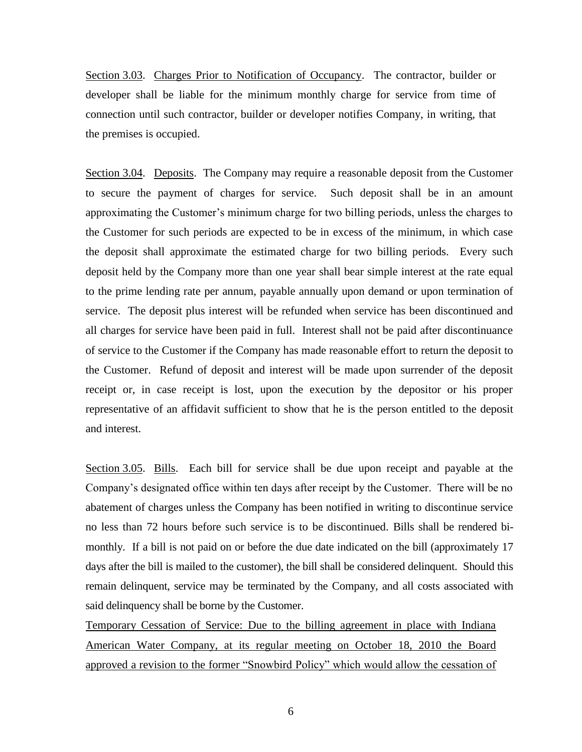<u>Section 3.03</u>. <u>Charges Prior to Notification of Occupancy</u>. The contractor, builder or developer shall be liable for the minimum monthly charge for service from time of connection until such contractor, builder or developer notifies Company, in writing, that the premises is occupied.

<u>Section 3.04</u>. <u>Deposits</u>. The Company may require a reasonable deposit from the Customer to secure the payment of charges for service. Such deposit shall be in an amount approximating the Customer's minimum charge for two billing periods, unless the charges to the Customer for such periods are expected to be in excess of the minimum, in which case the deposit shall approximate the estimated charge for two billing periods. Every such deposit held by the Company more than one year shall bear simple interest at the rate equal to the prime lending rate per annum, payable annually upon demand or upon termination of service. The deposit plus interest will be refunded when service has been discontinued and all charges for service have been paid in full. Interest shall not be paid after discontinuance of service to the Customer if the Company has made reasonable effort to return the deposit to the Customer. Refund of deposit and interest will be made upon surrender of the deposit receipt or, in case receipt is lost, upon the execution by the depositor or his proper representative of an affidavit sufficient to show that he is the person entitled to the deposit and interest.

<u>Section 3.05</u>. <u>Bills</u>. Each bill for service shall be due upon receipt and payable at the Company's designated office within ten days after receipt by the Customer. There will be no abatement of charges unless the Company has been notified in writing to discontinue service no less than 72 hours before such service is to be discontinued. Bills shall be rendered bi-monthly. If a bill is not paid on or before the due date indicated on the bill (approximately 17 days after the bill is mailed to the customer), the bill shall be considered delinquent. Should this remain delinquent, service may be terminated by the Company, and all costs associated with said delinquency shall be borne by the Customer.

<u>Temporary Cessation of Service: Due to the billing agreement in place with Indiana American Water Company, at its regular meeting on October 18, 2010 the Board approved a revision to the former "Snowbird Policy" which would allow the cessation of</u>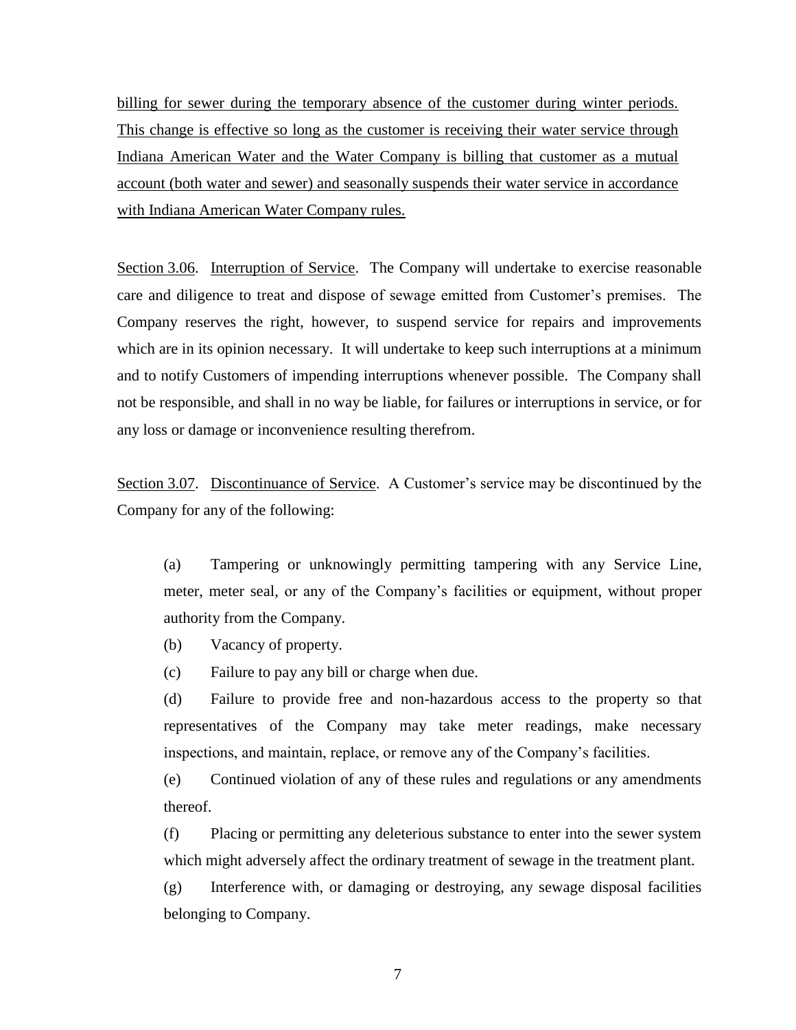<u>billing for sewer during the temporary absence of the customer during winter periods. This change is effective so long as the customer is receiving their water service through Indiana American Water and the Water Company is billing that customer as a mutual account (both water and sewer) and seasonally suspends their water service in accordance with Indiana American Water Company rules.</u>

<u>Section 3.06</u>. <u>Interruption of Service</u>. The Company will undertake to exercise reasonable care and diligence to treat and dispose of sewage emitted from Customer's premises. The Company reserves the right, however, to suspend service for repairs and improvements which are in its opinion necessary. It will undertake to keep such interruptions at a minimum and to notify Customers of impending interruptions whenever possible. The Company shall not be responsible, and shall in no way be liable, for failures or interruptions in service, or for any loss or damage or inconvenience resulting therefrom.

<u>Section 3.07</u>. <u>Discontinuance of Service</u>. A Customer's service may be discontinued by the Company for any of the following:

(a) Tampering or unknowingly permitting tampering with any Service Line, meter, meter seal, or any of the Company's facilities or equipment, without proper authority from the Company.

(b) Vacancy of property.

(c) Failure to pay any bill or charge when due.

(d) Failure to provide free and non-hazardous access to the property so that representatives of the Company may take meter readings, make necessary inspections, and maintain, replace, or remove any of the Company's facilities.

(e) Continued violation of any of these rules and regulations or any amendments thereof.

(f) Placing or permitting any deleterious substance to enter into the sewer system which might adversely affect the ordinary treatment of sewage in the treatment plant.

(g) Interference with, or damaging or destroying, any sewage disposal facilities belonging to Company.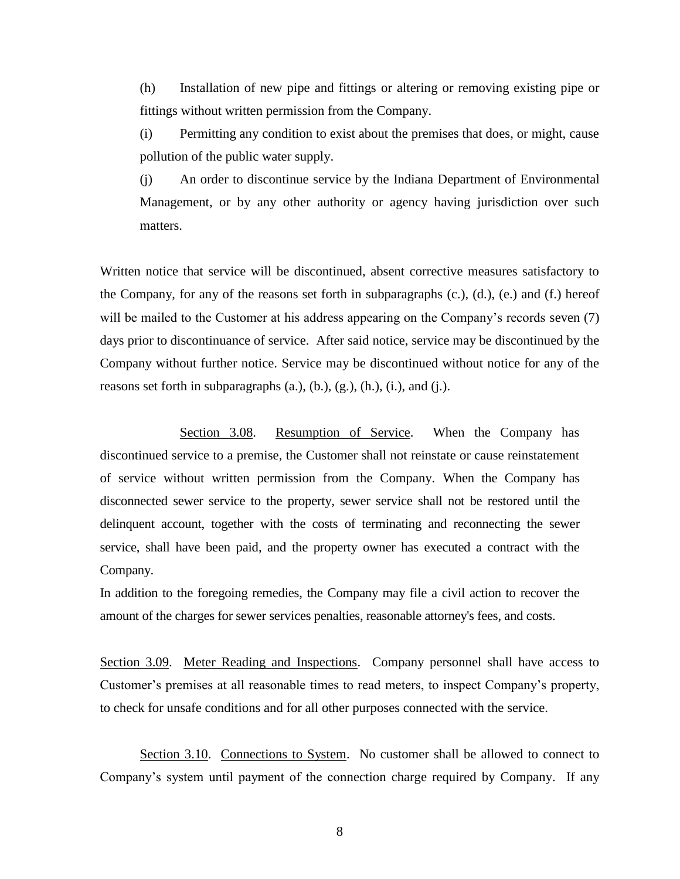(h) Installation of new pipe and fittings or altering or removing existing pipe or fittings without written permission from the Company.

(i) Permitting any condition to exist about the premises that does, or might, cause pollution of the public water supply.

(j) An order to discontinue service by the Indiana Department of Environmental Management, or by any other authority or agency having jurisdiction over such matters.

Written notice that service will be discontinued, absent corrective measures satisfactory to the Company, for any of the reasons set forth in subparagraphs (c.), (d.), (e.) and (f.) hereof will be mailed to the Customer at his address appearing on the Company's records seven (7) days prior to discontinuance of service. After said notice, service may be discontinued by the Company without further notice. Service may be discontinued without notice for any of the reasons set forth in subparagraphs (a.), (b.), (g.), (h.), (i.), and (j.).

Section 3.08. Resumption of Service. When the Company has discontinued service to a premise, the Customer shall not reinstate or cause reinstatement of service without written permission from the Company. When the Company has disconnected sewer service to the property, sewer service shall not be restored until the delinquent account, together with the costs of terminating and reconnecting the sewer service, shall have been paid, and the property owner has executed a contract with the Company.

In addition to the foregoing remedies, the Company may file a civil action to recover the amount of the charges for sewer services penalties, reasonable attorney's fees, and costs.

Section 3.09. Meter Reading and Inspections. Company personnel shall have access to Customer's premises at all reasonable times to read meters, to inspect Company's property, to check for unsafe conditions and for all other purposes connected with the service.

Section 3.10. Connections to System. No customer shall be allowed to connect to Company's system until payment of the connection charge required by Company. If any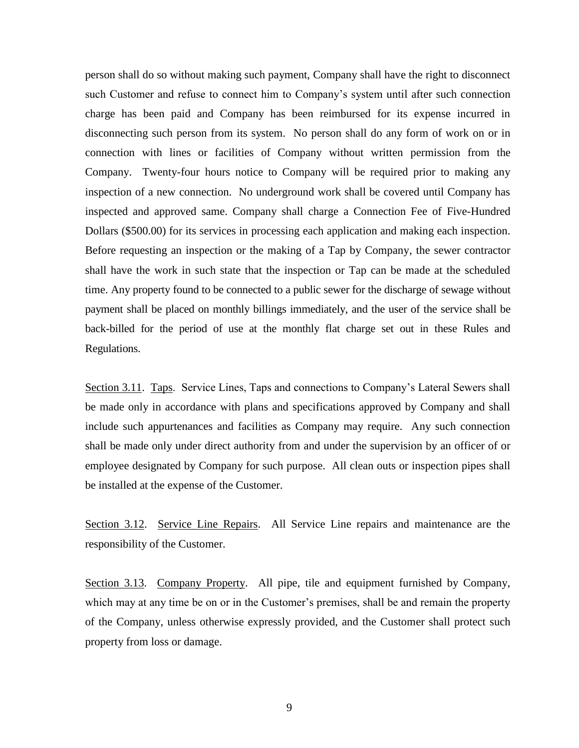person shall do so without making such payment, Company shall have the right to disconnect such Customer and refuse to connect him to Company's system until after such connection charge has been paid and Company has been reimbursed for its expense incurred in disconnecting such person from its system. No person shall do any form of work on or in connection with lines or facilities of Company without written permission from the Company. Twenty-four hours notice to Company will be required prior to making any inspection of a new connection. No underground work shall be covered until Company has inspected and approved same. Company shall charge a Connection Fee of Five-Hundred Dollars ($500.00) for its services in processing each application and making each inspection. Before requesting an inspection or the making of a Tap by Company, the sewer contractor shall have the work in such state that the inspection or Tap can be made at the scheduled time. Any property found to be connected to a public sewer for the discharge of sewage without payment shall be placed on monthly billings immediately, and the user of the service shall be back-billed for the period of use at the monthly flat charge set out in these Rules and Regulations.

<u>Section 3.11</u>. <u>Taps</u>. Service Lines, Taps and connections to Company's Lateral Sewers shall be made only in accordance with plans and specifications approved by Company and shall include such appurtenances and facilities as Company may require. Any such connection shall be made only under direct authority from and under the supervision by an officer of or employee designated by Company for such purpose. All clean outs or inspection pipes shall be installed at the expense of the Customer.

<u>Section 3.12</u>. <u>Service Line Repairs</u>. All Service Line repairs and maintenance are the responsibility of the Customer.

<u>Section 3.13</u>. <u>Company Property</u>. All pipe, tile and equipment furnished by Company, which may at any time be on or in the Customer's premises, shall be and remain the property of the Company, unless otherwise expressly provided, and the Customer shall protect such property from loss or damage.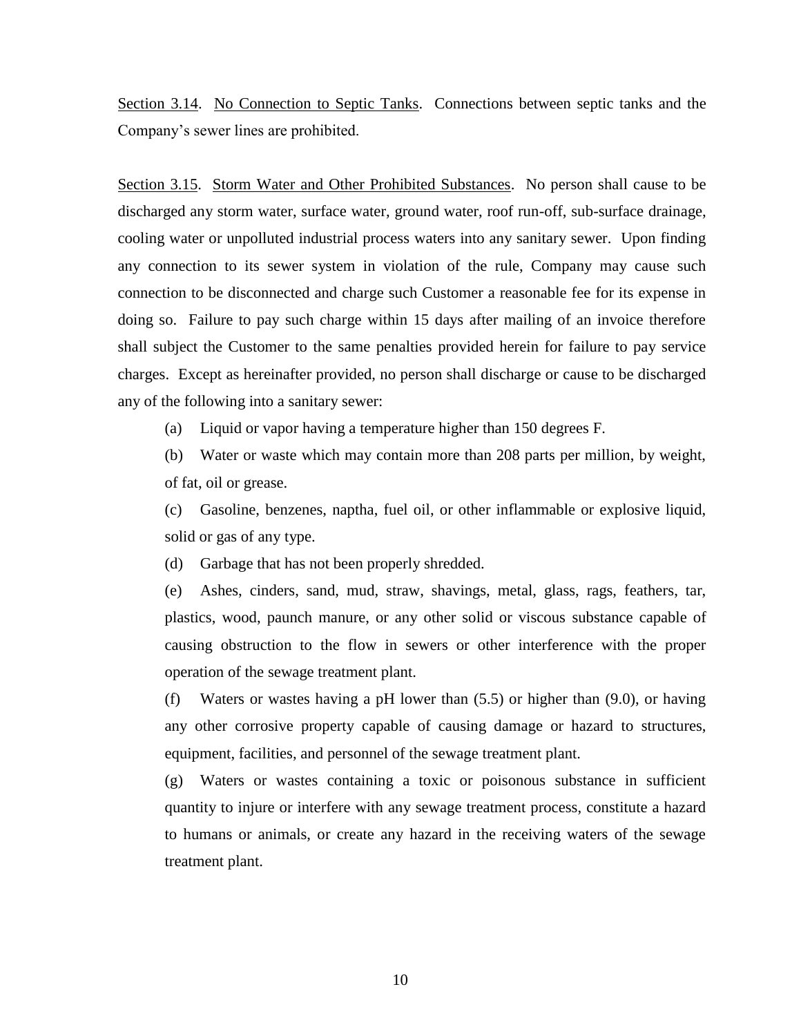Section 3.14. No Connection to Septic Tanks. Connections between septic tanks and the Company's sewer lines are prohibited.

Section 3.15. Storm Water and Other Prohibited Substances. No person shall cause to be discharged any storm water, surface water, ground water, roof run-off, sub-surface drainage, cooling water or unpolluted industrial process waters into any sanitary sewer. Upon finding any connection to its sewer system in violation of the rule, Company may cause such connection to be disconnected and charge such Customer a reasonable fee for its expense in doing so. Failure to pay such charge within 15 days after mailing of an invoice therefore shall subject the Customer to the same penalties provided herein for failure to pay service charges. Except as hereinafter provided, no person shall discharge or cause to be discharged any of the following into a sanitary sewer:

(a) Liquid or vapor having a temperature higher than 150 degrees F.

(b) Water or waste which may contain more than 208 parts per million, by weight, of fat, oil or grease.

(c) Gasoline, benzenes, naptha, fuel oil, or other inflammable or explosive liquid, solid or gas of any type.

(d) Garbage that has not been properly shredded.

(e) Ashes, cinders, sand, mud, straw, shavings, metal, glass, rags, feathers, tar, plastics, wood, paunch manure, or any other solid or viscous substance capable of causing obstruction to the flow in sewers or other interference with the proper operation of the sewage treatment plant.

(f) Waters or wastes having a pH lower than (5.5) or higher than (9.0), or having any other corrosive property capable of causing damage or hazard to structures, equipment, facilities, and personnel of the sewage treatment plant.

(g) Waters or wastes containing a toxic or poisonous substance in sufficient quantity to injure or interfere with any sewage treatment process, constitute a hazard to humans or animals, or create any hazard in the receiving waters of the sewage treatment plant.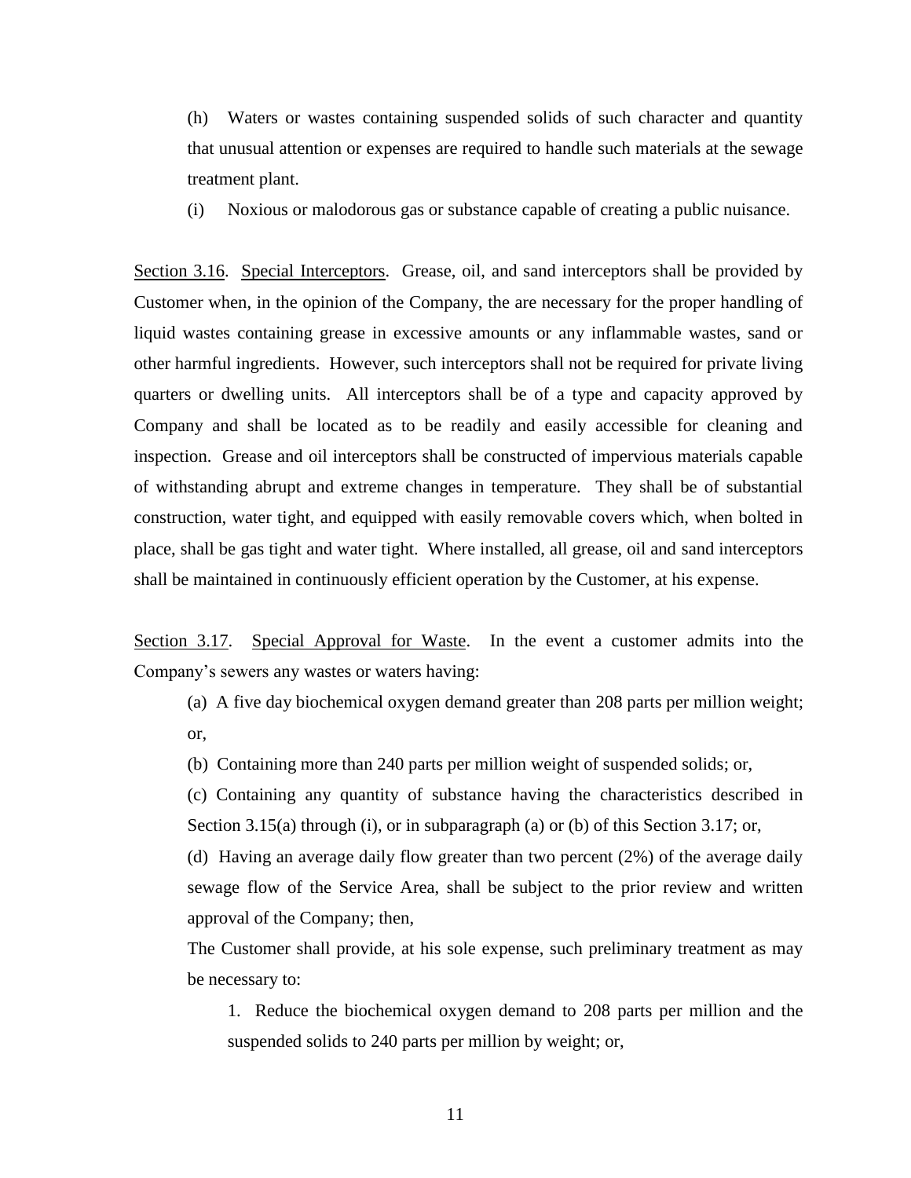(h) Waters or wastes containing suspended solids of such character and quantity that unusual attention or expenses are required to handle such materials at the sewage treatment plant.

(i) Noxious or malodorous gas or substance capable of creating a public nuisance.

<u>Section 3.16</u>. <u>Special Interceptors</u>. Grease, oil, and sand interceptors shall be provided by Customer when, in the opinion of the Company, the are necessary for the proper handling of liquid wastes containing grease in excessive amounts or any inflammable wastes, sand or other harmful ingredients. However, such interceptors shall not be required for private living quarters or dwelling units. All interceptors shall be of a type and capacity approved by Company and shall be located as to be readily and easily accessible for cleaning and inspection. Grease and oil interceptors shall be constructed of impervious materials capable of withstanding abrupt and extreme changes in temperature. They shall be of substantial construction, water tight, and equipped with easily removable covers which, when bolted in place, shall be gas tight and water tight. Where installed, all grease, oil and sand interceptors shall be maintained in continuously efficient operation by the Customer, at his expense.

<u>Section 3.17</u>. <u>Special Approval for Waste</u>. In the event a customer admits into the Company's sewers any wastes or waters having:

(a) A five day biochemical oxygen demand greater than 208 parts per million weight; or,

(b) Containing more than 240 parts per million weight of suspended solids; or,

(c) Containing any quantity of substance having the characteristics described in Section 3.15(a) through (i), or in subparagraph (a) or (b) of this Section 3.17; or,

(d) Having an average daily flow greater than two percent (2%) of the average daily sewage flow of the Service Area, shall be subject to the prior review and written approval of the Company; then,

The Customer shall provide, at his sole expense, such preliminary treatment as may be necessary to:

1. Reduce the biochemical oxygen demand to 208 parts per million and the suspended solids to 240 parts per million by weight; or,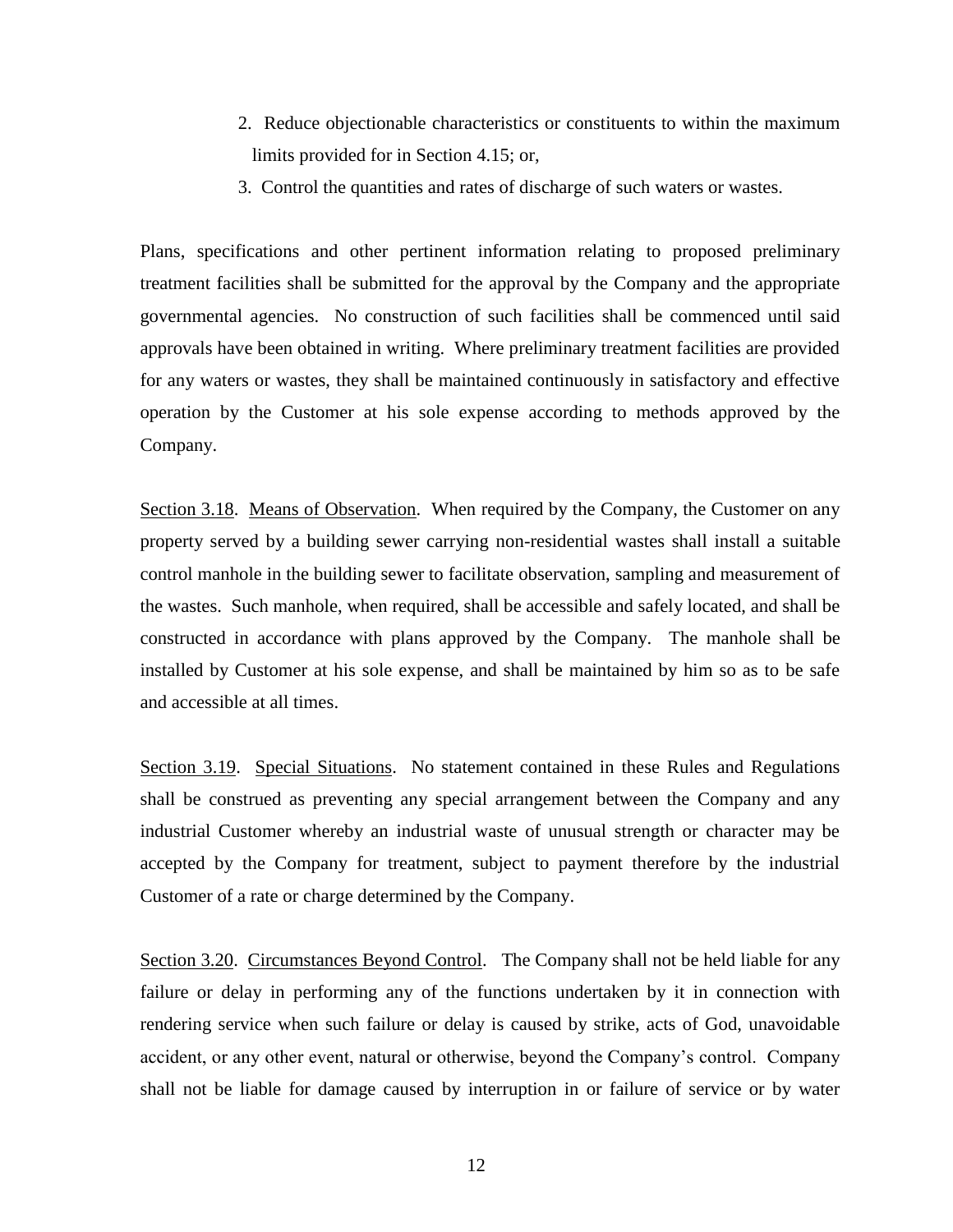2. Reduce objectionable characteristics or constituents to within the maximum limits provided for in Section 4.15; or,
3. Control the quantities and rates of discharge of such waters or wastes.

Plans, specifications and other pertinent information relating to proposed preliminary treatment facilities shall be submitted for the approval by the Company and the appropriate governmental agencies. No construction of such facilities shall be commenced until said approvals have been obtained in writing. Where preliminary treatment facilities are provided for any waters or wastes, they shall be maintained continuously in satisfactory and effective operation by the Customer at his sole expense according to methods approved by the Company.

Section 3.18. Means of Observation. When required by the Company, the Customer on any property served by a building sewer carrying non-residential wastes shall install a suitable control manhole in the building sewer to facilitate observation, sampling and measurement of the wastes. Such manhole, when required, shall be accessible and safely located, and shall be constructed in accordance with plans approved by the Company. The manhole shall be installed by Customer at his sole expense, and shall be maintained by him so as to be safe and accessible at all times.

Section 3.19. Special Situations. No statement contained in these Rules and Regulations shall be construed as preventing any special arrangement between the Company and any industrial Customer whereby an industrial waste of unusual strength or character may be accepted by the Company for treatment, subject to payment therefore by the industrial Customer of a rate or charge determined by the Company.

Section 3.20. Circumstances Beyond Control. The Company shall not be held liable for any failure or delay in performing any of the functions undertaken by it in connection with rendering service when such failure or delay is caused by strike, acts of God, unavoidable accident, or any other event, natural or otherwise, beyond the Company's control. Company shall not be liable for damage caused by interruption in or failure of service or by water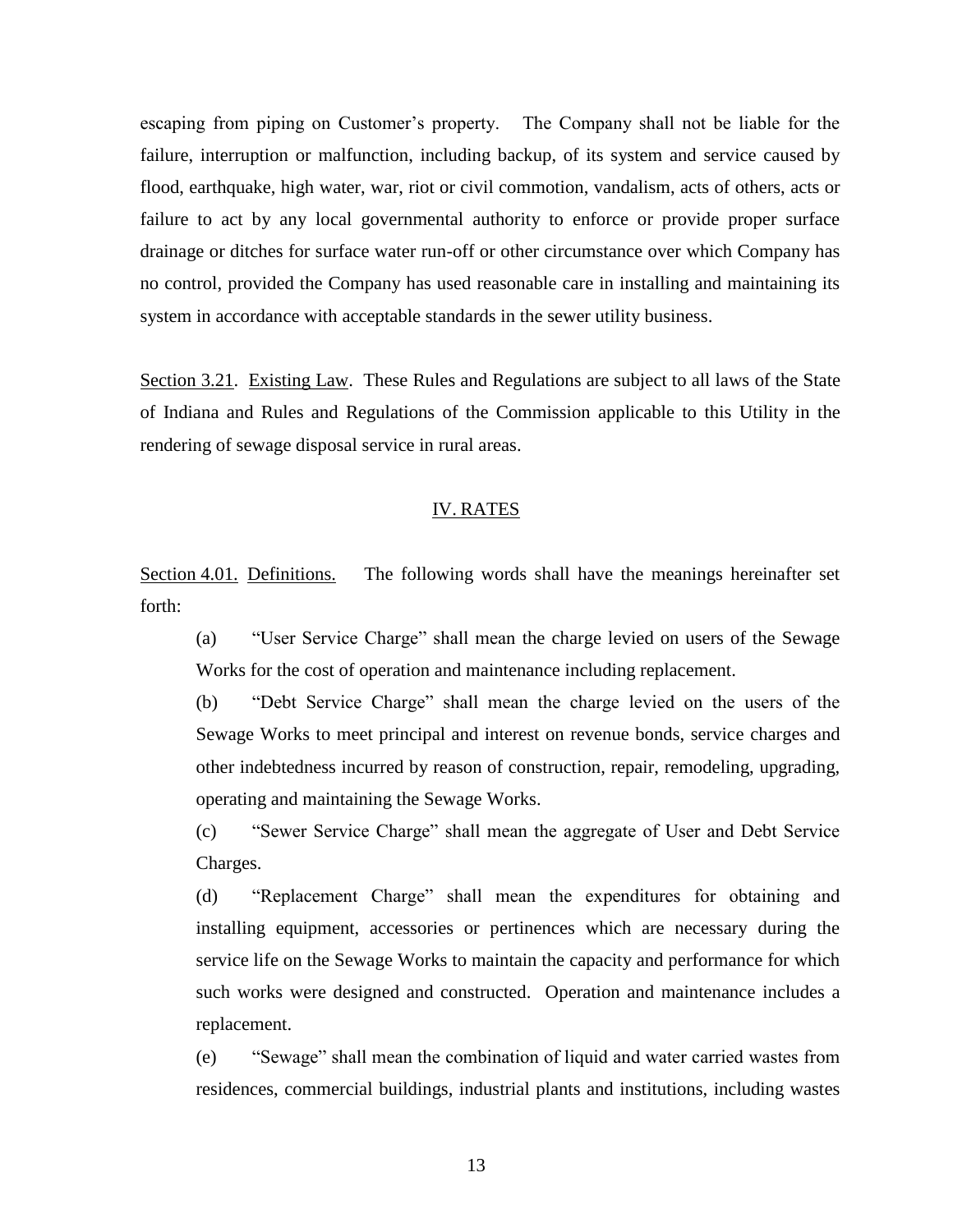escaping from piping on Customer's property. The Company shall not be liable for the failure, interruption or malfunction, including backup, of its system and service caused by flood, earthquake, high water, war, riot or civil commotion, vandalism, acts of others, acts or failure to act by any local governmental authority to enforce or provide proper surface drainage or ditches for surface water run-off or other circumstance over which Company has no control, provided the Company has used reasonable care in installing and maintaining its system in accordance with acceptable standards in the sewer utility business.

<u>Section 3.21</u>. <u>Existing Law</u>. These Rules and Regulations are subject to all laws of the State of Indiana and Rules and Regulations of the Commission applicable to this Utility in the rendering of sewage disposal service in rural areas.

## IV. RATES

<u>Section 4.01.</u> <u>Definitions.</u> The following words shall have the meanings hereinafter set forth:

(a) "User Service Charge" shall mean the charge levied on users of the Sewage Works for the cost of operation and maintenance including replacement.

(b) "Debt Service Charge" shall mean the charge levied on the users of the Sewage Works to meet principal and interest on revenue bonds, service charges and other indebtedness incurred by reason of construction, repair, remodeling, upgrading, operating and maintaining the Sewage Works.

(c) "Sewer Service Charge" shall mean the aggregate of User and Debt Service Charges.

(d) "Replacement Charge" shall mean the expenditures for obtaining and installing equipment, accessories or pertinences which are necessary during the service life on the Sewage Works to maintain the capacity and performance for which such works were designed and constructed. Operation and maintenance includes a replacement.

(e) "Sewage" shall mean the combination of liquid and water carried wastes from residences, commercial buildings, industrial plants and institutions, including wastes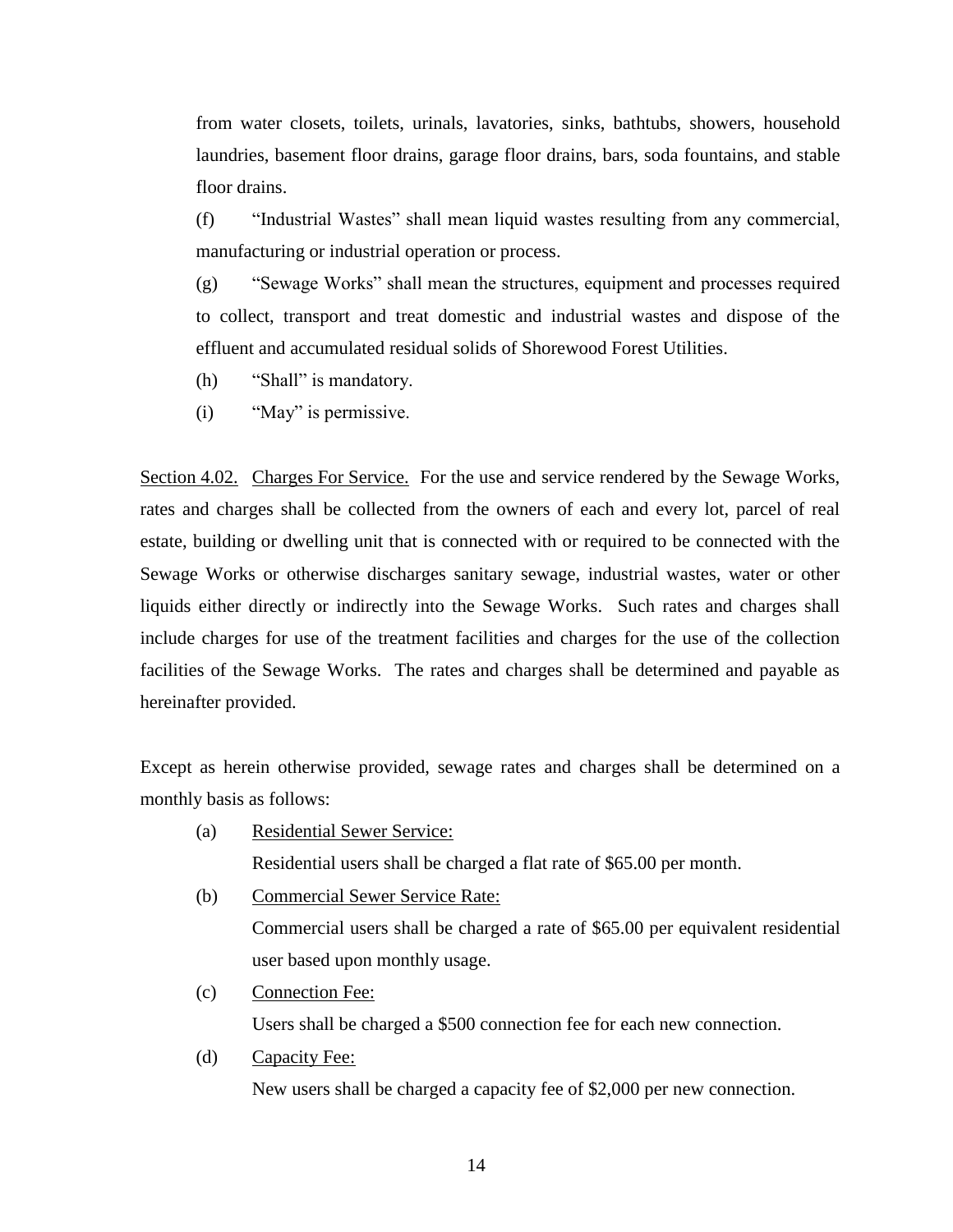from water closets, toilets, urinals, lavatories, sinks, bathtubs, showers, household laundries, basement floor drains, garage floor drains, bars, soda fountains, and stable floor drains.

(f) "Industrial Wastes" shall mean liquid wastes resulting from any commercial, manufacturing or industrial operation or process.

(g) "Sewage Works" shall mean the structures, equipment and processes required to collect, transport and treat domestic and industrial wastes and dispose of the effluent and accumulated residual solids of Shorewood Forest Utilities.

(h) "Shall" is mandatory.

(i) "May" is permissive.

<u>Section 4.02.</u> <u>Charges For Service.</u> For the use and service rendered by the Sewage Works, rates and charges shall be collected from the owners of each and every lot, parcel of real estate, building or dwelling unit that is connected with or required to be connected with the Sewage Works or otherwise discharges sanitary sewage, industrial wastes, water or other liquids either directly or indirectly into the Sewage Works. Such rates and charges shall include charges for use of the treatment facilities and charges for the use of the collection facilities of the Sewage Works. The rates and charges shall be determined and payable as hereinafter provided.

Except as herein otherwise provided, sewage rates and charges shall be determined on a monthly basis as follows:

(a) <u>Residential Sewer Service:</u>
Residential users shall be charged a flat rate of $65.00 per month.

(b) <u>Commercial Sewer Service Rate:</u>
Commercial users shall be charged a rate of $65.00 per equivalent residential user based upon monthly usage.

(c) <u>Connection Fee:</u>
Users shall be charged a $500 connection fee for each new connection.

(d) <u>Capacity Fee:</u>
New users shall be charged a capacity fee of $2,000 per new connection.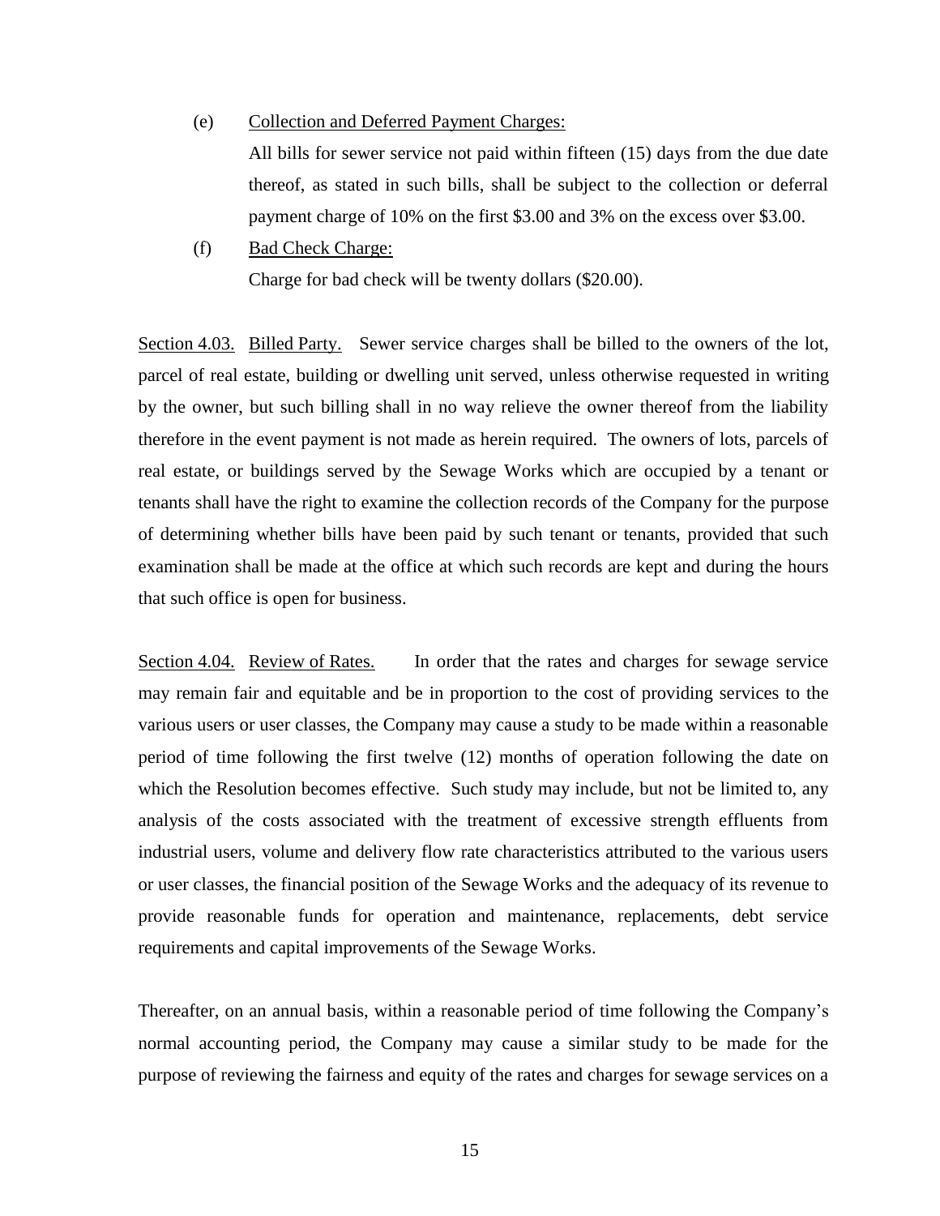(e) <u>Collection and Deferred Payment Charges:</u>

All bills for sewer service not paid within fifteen (15) days from the due date thereof, as stated in such bills, shall be subject to the collection or deferral payment charge of 10% on the first \$3.00 and 3% on the excess over \$3.00.

(f) <u>Bad Check Charge:</u>

Charge for bad check will be twenty dollars (\$20.00).

<u>Section 4.03.</u> <u>Billed Party.</u> Sewer service charges shall be billed to the owners of the lot, parcel of real estate, building or dwelling unit served, unless otherwise requested in writing by the owner, but such billing shall in no way relieve the owner thereof from the liability therefore in the event payment is not made as herein required. The owners of lots, parcels of real estate, or buildings served by the Sewage Works which are occupied by a tenant or tenants shall have the right to examine the collection records of the Company for the purpose of determining whether bills have been paid by such tenant or tenants, provided that such examination shall be made at the office at which such records are kept and during the hours that such office is open for business.

<u>Section 4.04.</u> <u>Review of Rates.</u> In order that the rates and charges for sewage service may remain fair and equitable and be in proportion to the cost of providing services to the various users or user classes, the Company may cause a study to be made within a reasonable period of time following the first twelve (12) months of operation following the date on which the Resolution becomes effective. Such study may include, but not be limited to, any analysis of the costs associated with the treatment of excessive strength effluents from industrial users, volume and delivery flow rate characteristics attributed to the various users or user classes, the financial position of the Sewage Works and the adequacy of its revenue to provide reasonable funds for operation and maintenance, replacements, debt service requirements and capital improvements of the Sewage Works.

Thereafter, on an annual basis, within a reasonable period of time following the Company's normal accounting period, the Company may cause a similar study to be made for the purpose of reviewing the fairness and equity of the rates and charges for sewage services on a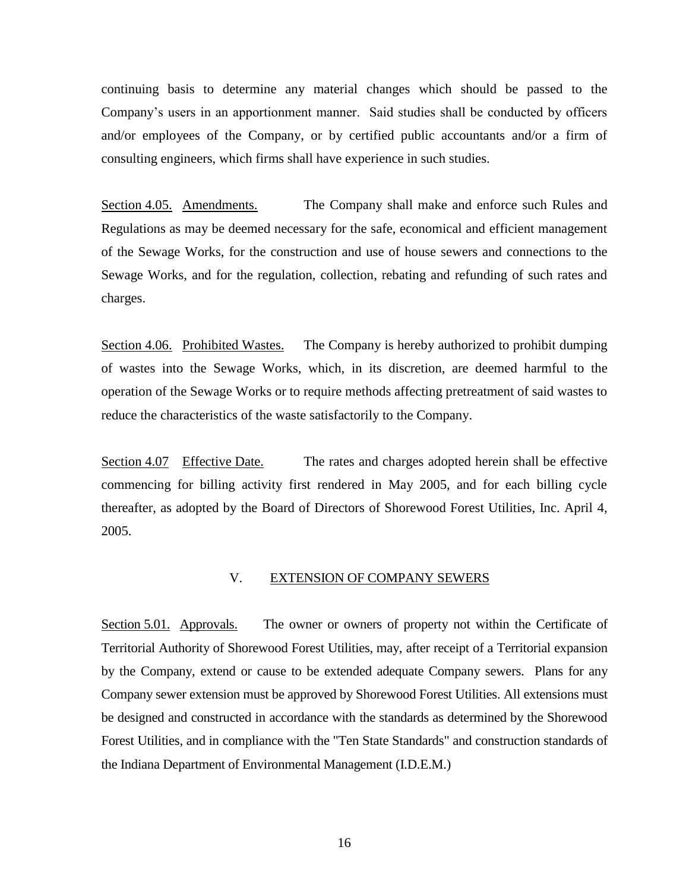continuing basis to determine any material changes which should be passed to the Company's users in an apportionment manner. Said studies shall be conducted by officers and/or employees of the Company, or by certified public accountants and/or a firm of consulting engineers, which firms shall have experience in such studies.

Section 4.05. Amendments. The Company shall make and enforce such Rules and Regulations as may be deemed necessary for the safe, economical and efficient management of the Sewage Works, for the construction and use of house sewers and connections to the Sewage Works, and for the regulation, collection, rebating and refunding of such rates and charges.

Section 4.06. Prohibited Wastes. The Company is hereby authorized to prohibit dumping of wastes into the Sewage Works, which, in its discretion, are deemed harmful to the operation of the Sewage Works or to require methods affecting pretreatment of said wastes to reduce the characteristics of the waste satisfactorily to the Company.

Section 4.07 Effective Date. The rates and charges adopted herein shall be effective commencing for billing activity first rendered in May 2005, and for each billing cycle thereafter, as adopted by the Board of Directors of Shorewood Forest Utilities, Inc. April 4, 2005.

## V. EXTENSION OF COMPANY SEWERS

Section 5.01. Approvals. The owner or owners of property not within the Certificate of Territorial Authority of Shorewood Forest Utilities, may, after receipt of a Territorial expansion by the Company, extend or cause to be extended adequate Company sewers. Plans for any Company sewer extension must be approved by Shorewood Forest Utilities. All extensions must be designed and constructed in accordance with the standards as determined by the Shorewood Forest Utilities, and in compliance with the "Ten State Standards" and construction standards of the Indiana Department of Environmental Management (I.D.E.M.)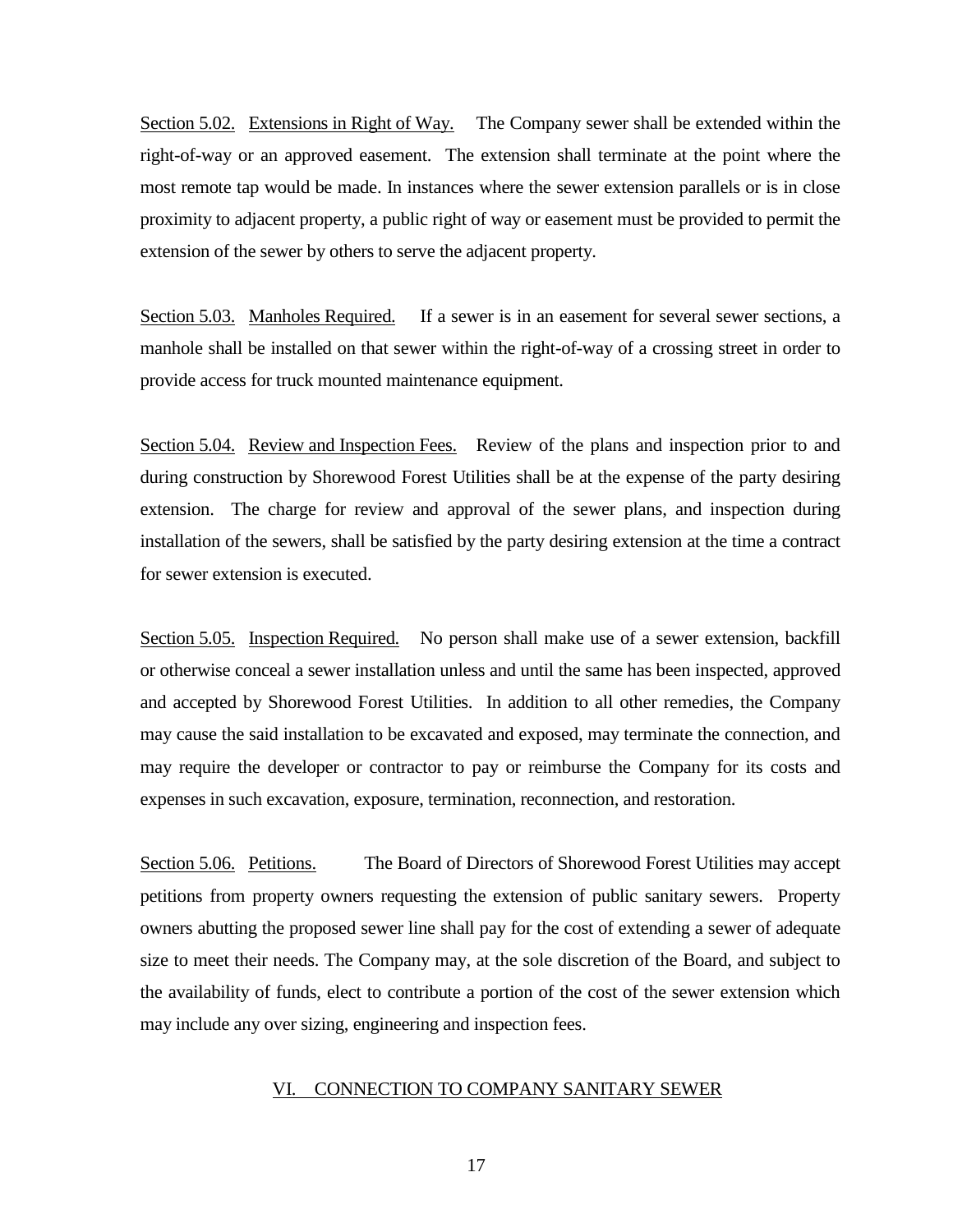Section 5.02. Extensions in Right of Way. The Company sewer shall be extended within the right-of-way or an approved easement. The extension shall terminate at the point where the most remote tap would be made. In instances where the sewer extension parallels or is in close proximity to adjacent property, a public right of way or easement must be provided to permit the extension of the sewer by others to serve the adjacent property.

Section 5.03. Manholes Required. If a sewer is in an easement for several sewer sections, a manhole shall be installed on that sewer within the right-of-way of a crossing street in order to provide access for truck mounted maintenance equipment.

Section 5.04. Review and Inspection Fees. Review of the plans and inspection prior to and during construction by Shorewood Forest Utilities shall be at the expense of the party desiring extension. The charge for review and approval of the sewer plans, and inspection during installation of the sewers, shall be satisfied by the party desiring extension at the time a contract for sewer extension is executed.

Section 5.05. Inspection Required. No person shall make use of a sewer extension, backfill or otherwise conceal a sewer installation unless and until the same has been inspected, approved and accepted by Shorewood Forest Utilities. In addition to all other remedies, the Company may cause the said installation to be excavated and exposed, may terminate the connection, and may require the developer or contractor to pay or reimburse the Company for its costs and expenses in such excavation, exposure, termination, reconnection, and restoration.

Section 5.06. Petitions. The Board of Directors of Shorewood Forest Utilities may accept petitions from property owners requesting the extension of public sanitary sewers. Property owners abutting the proposed sewer line shall pay for the cost of extending a sewer of adequate size to meet their needs. The Company may, at the sole discretion of the Board, and subject to the availability of funds, elect to contribute a portion of the cost of the sewer extension which may include any over sizing, engineering and inspection fees.

## VI. CONNECTION TO COMPANY SANITARY SEWER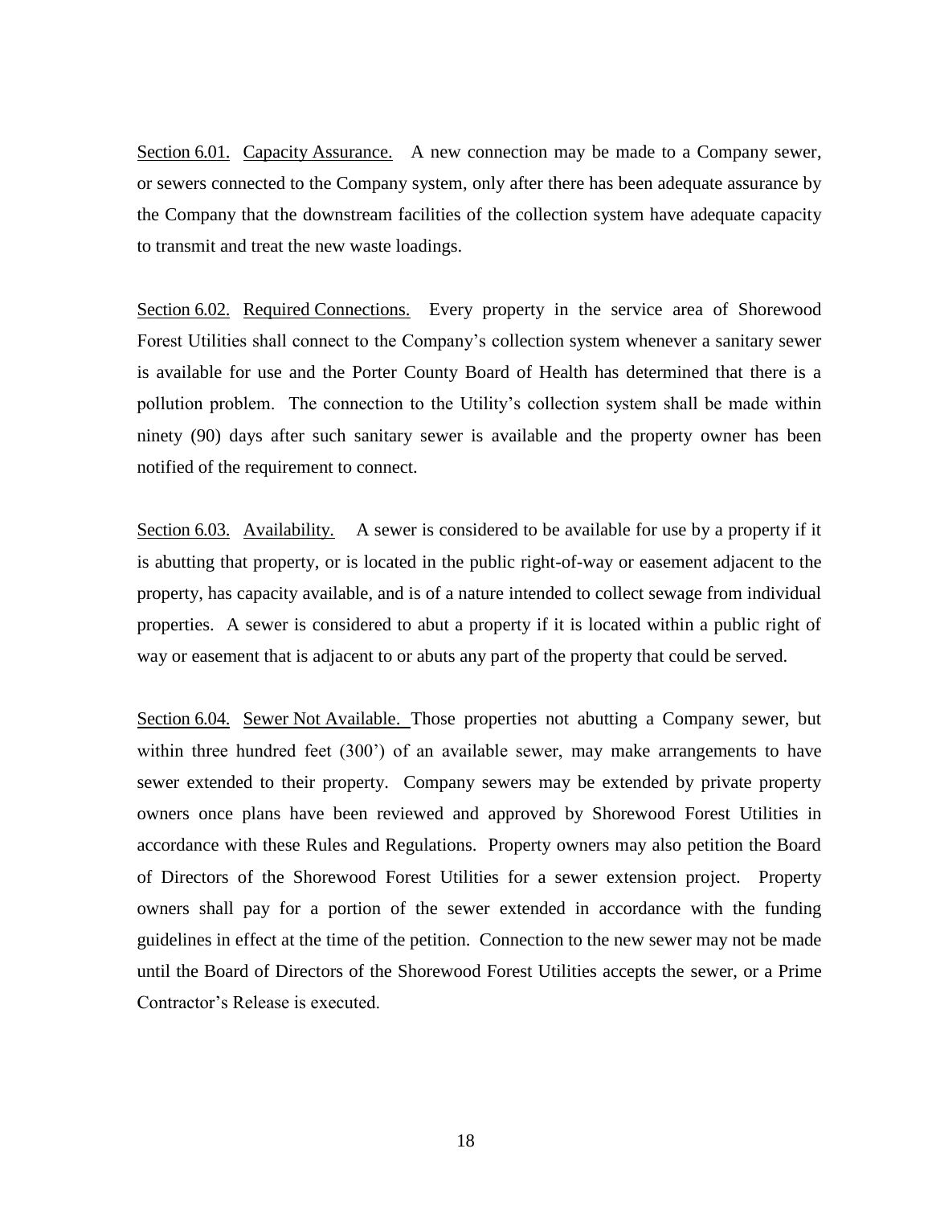Section 6.01. Capacity Assurance. A new connection may be made to a Company sewer, or sewers connected to the Company system, only after there has been adequate assurance by the Company that the downstream facilities of the collection system have adequate capacity to transmit and treat the new waste loadings.

Section 6.02. Required Connections. Every property in the service area of Shorewood Forest Utilities shall connect to the Company's collection system whenever a sanitary sewer is available for use and the Porter County Board of Health has determined that there is a pollution problem. The connection to the Utility's collection system shall be made within ninety (90) days after such sanitary sewer is available and the property owner has been notified of the requirement to connect.

Section 6.03. Availability. A sewer is considered to be available for use by a property if it is abutting that property, or is located in the public right-of-way or easement adjacent to the property, has capacity available, and is of a nature intended to collect sewage from individual properties. A sewer is considered to abut a property if it is located within a public right of way or easement that is adjacent to or abuts any part of the property that could be served.

Section 6.04. Sewer Not Available. Those properties not abutting a Company sewer, but within three hundred feet (300') of an available sewer, may make arrangements to have sewer extended to their property. Company sewers may be extended by private property owners once plans have been reviewed and approved by Shorewood Forest Utilities in accordance with these Rules and Regulations. Property owners may also petition the Board of Directors of the Shorewood Forest Utilities for a sewer extension project. Property owners shall pay for a portion of the sewer extended in accordance with the funding guidelines in effect at the time of the petition. Connection to the new sewer may not be made until the Board of Directors of the Shorewood Forest Utilities accepts the sewer, or a Prime Contractor's Release is executed.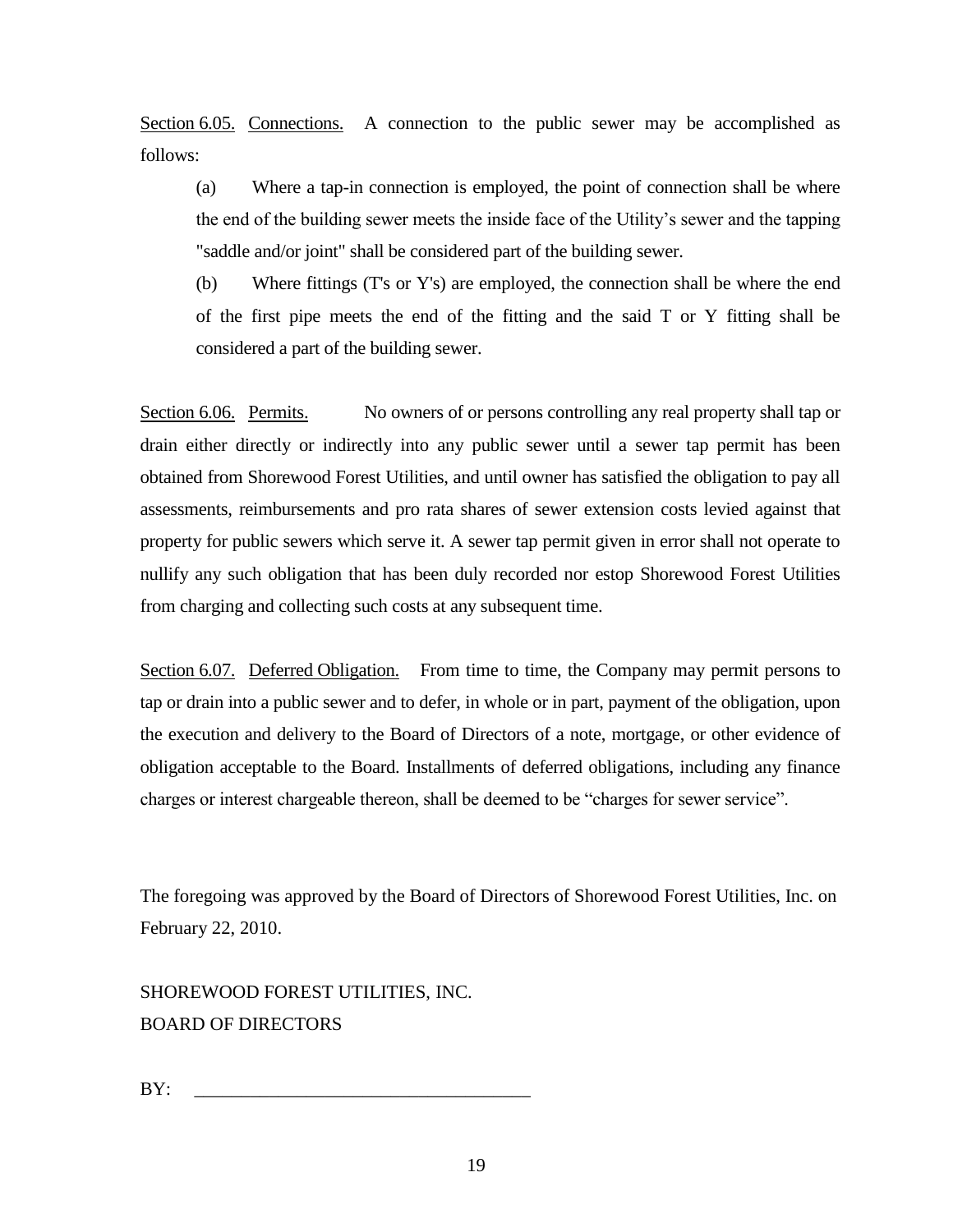<u>Section 6.05.</u> <u>Connections.</u> A connection to the public sewer may be accomplished as follows:

(a) Where a tap-in connection is employed, the point of connection shall be where the end of the building sewer meets the inside face of the Utility's sewer and the tapping "saddle and/or joint" shall be considered part of the building sewer.

(b) Where fittings (T's or Y's) are employed, the connection shall be where the end of the first pipe meets the end of the fitting and the said T or Y fitting shall be considered a part of the building sewer.

<u>Section 6.06.</u> <u>Permits.</u> No owners of or persons controlling any real property shall tap or drain either directly or indirectly into any public sewer until a sewer tap permit has been obtained from Shorewood Forest Utilities, and until owner has satisfied the obligation to pay all assessments, reimbursements and pro rata shares of sewer extension costs levied against that property for public sewers which serve it. A sewer tap permit given in error shall not operate to nullify any such obligation that has been duly recorded nor estop Shorewood Forest Utilities from charging and collecting such costs at any subsequent time.

<u>Section 6.07.</u> <u>Deferred Obligation.</u> From time to time, the Company may permit persons to tap or drain into a public sewer and to defer, in whole or in part, payment of the obligation, upon the execution and delivery to the Board of Directors of a note, mortgage, or other evidence of obligation acceptable to the Board. Installments of deferred obligations, including any finance charges or interest chargeable thereon, shall be deemed to be "charges for sewer service".

The foregoing was approved by the Board of Directors of Shorewood Forest Utilities, Inc. on February 22, 2010.

SHOREWOOD FOREST UTILITIES, INC.
BOARD OF DIRECTORS

BY: ___________________________________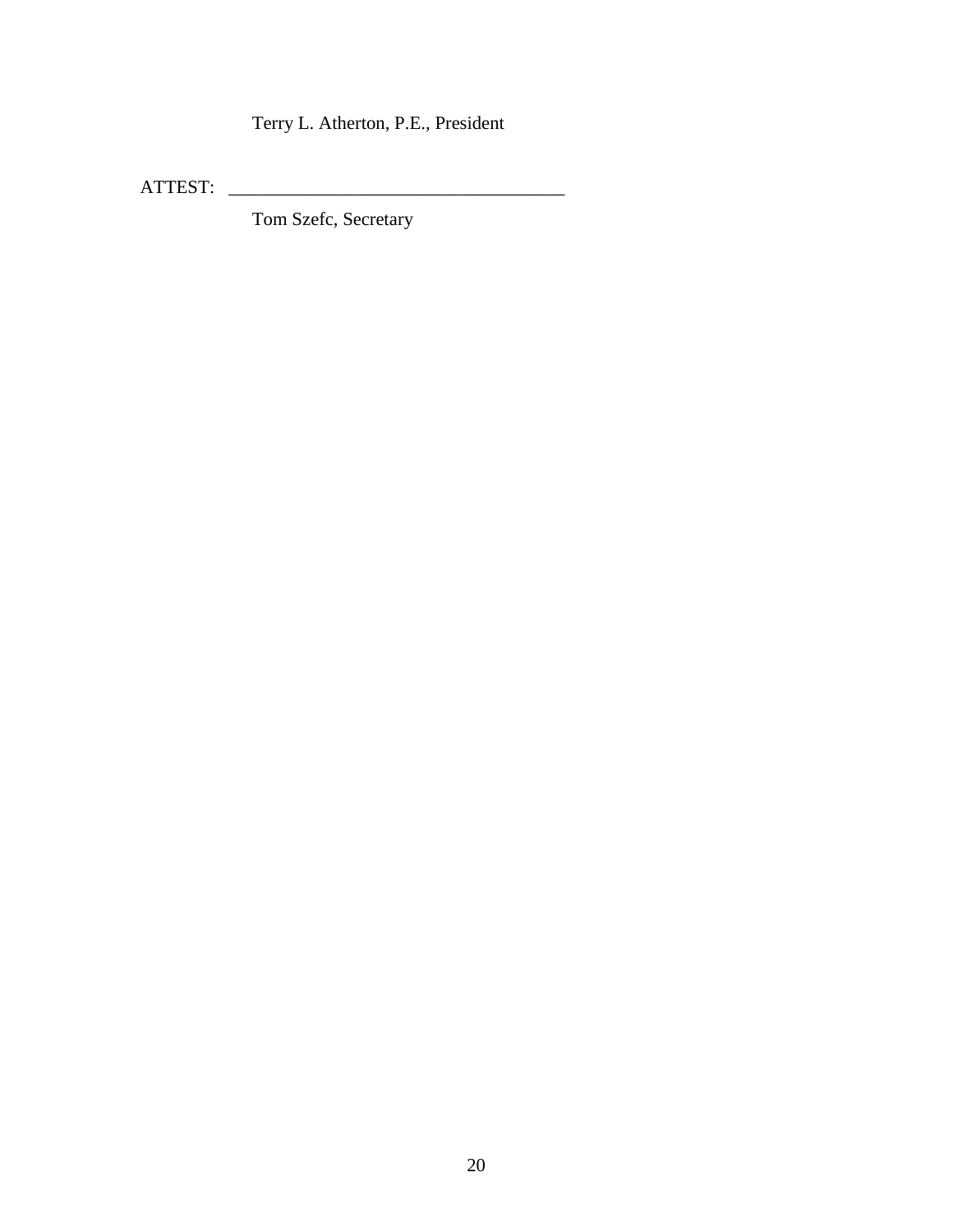Terry L. Atherton, P.E., President

ATTEST: ____________________________________

Tom Szefc, Secretary